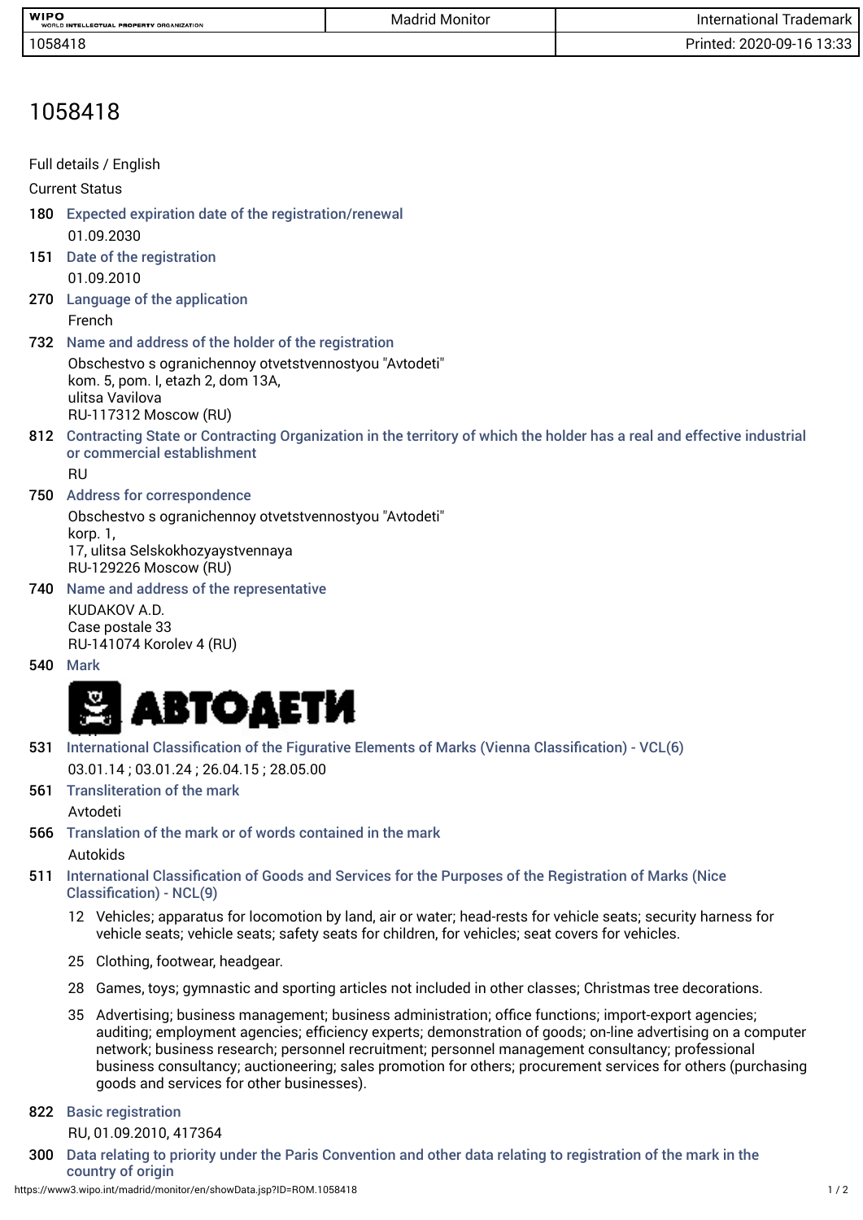# 1058418

Full details / English

Current Status

**180** Expected expiration date of the registration/renewal

01.09.2030

**151** Date of the registration

01.09.2010

**270** Language of the application

French

**732** Name and address of the holder of the registration

Obschestvo s ogranichennoy otvetstvennostyou "Avtodeti"
kom. 5, pom. I, etazh 2, dom 13A,
ulitsa Vavilova
RU-117312 Moscow (RU)

**812** Contracting State or Contracting Organization in the territory of which the holder has a real and effective industrial or commercial establishment

RU

**750** Address for correspondence

Obschestvo s ogranichennoy otvetstvennostyou "Avtodeti"
korp. 1,
17, ulitsa Selskokhozyaystvennaya
RU-129226 Moscow (RU)

**740** Name and address of the representative

KUDAKOV A.D.
Case postale 33
RU-141074 Korolev 4 (RU)

**540** Mark

АВТОДЕТИ

**531** International Classification of the Figurative Elements of Marks (Vienna Classification) - VCL(6)

03.01.14 ; 03.01.24 ; 26.04.15 ; 28.05.00

**561** Transliteration of the mark

Avtodeti

**566** Translation of the mark or of words contained in the mark

Autokids

**511** International Classification of Goods and Services for the Purposes of the Registration of Marks (Nice Classification) - NCL(9)

- 12 Vehicles; apparatus for locomotion by land, air or water; head-rests for vehicle seats; security harness for vehicle seats; vehicle seats; safety seats for children, for vehicles; seat covers for vehicles.
- 25 Clothing, footwear, headgear.
- 28 Games, toys; gymnastic and sporting articles not included in other classes; Christmas tree decorations.
- 35 Advertising; business management; business administration; office functions; import-export agencies; auditing; employment agencies; efficiency experts; demonstration of goods; on-line advertising on a computer network; business research; personnel recruitment; personnel management consultancy; professional business consultancy; auctioneering; sales promotion for others; procurement services for others (purchasing goods and services for other businesses).

**822** Basic registration

RU, 01.09.2010, 417364

**300** Data relating to priority under the Paris Convention and other data relating to registration of the mark in the country of origin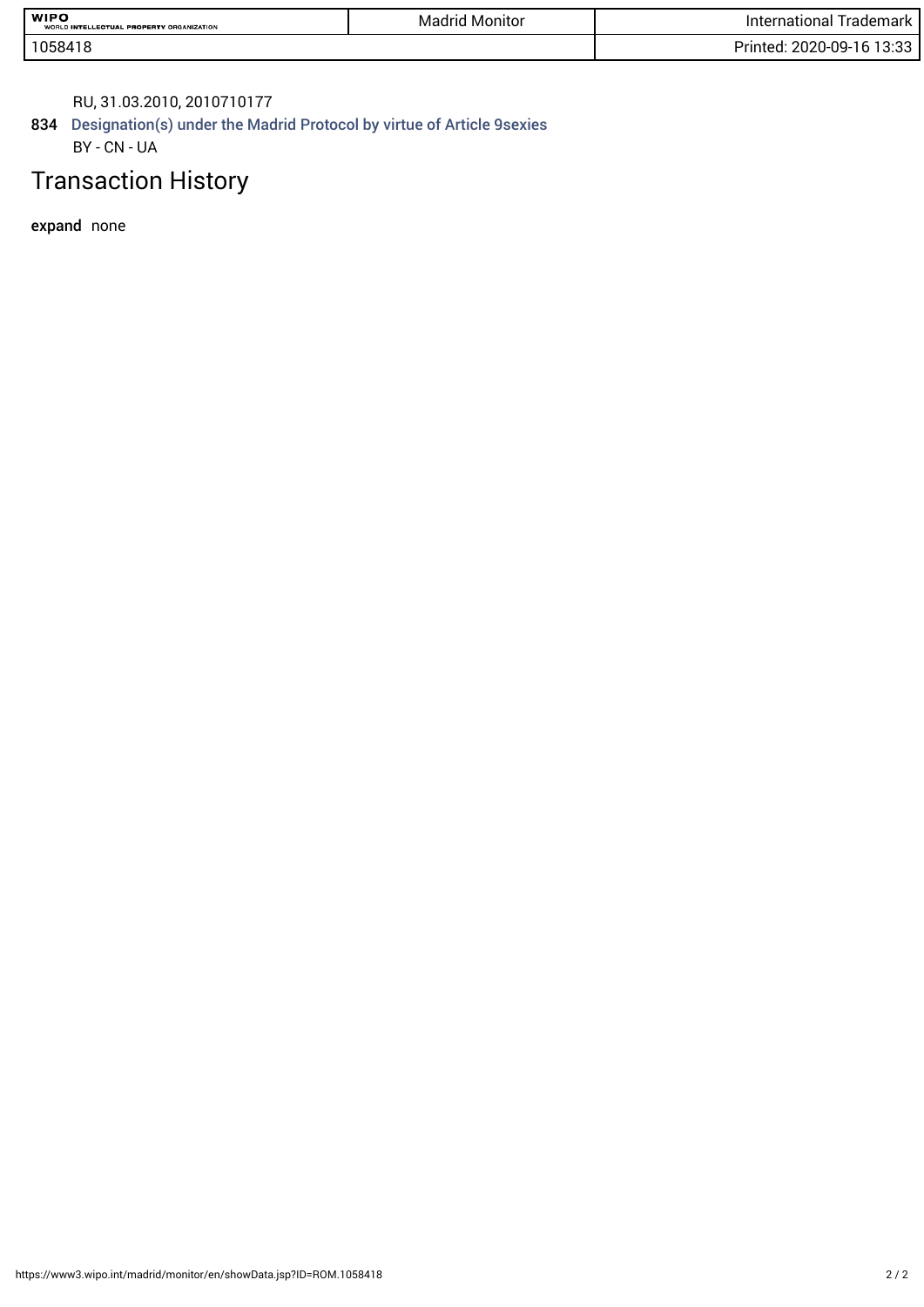RU, 31.03.2010, 2010710177

**834** Designation(s) under the Madrid Protocol by virtue of Article 9sexies

BY - CN - UA

# Transaction History

**expand** none